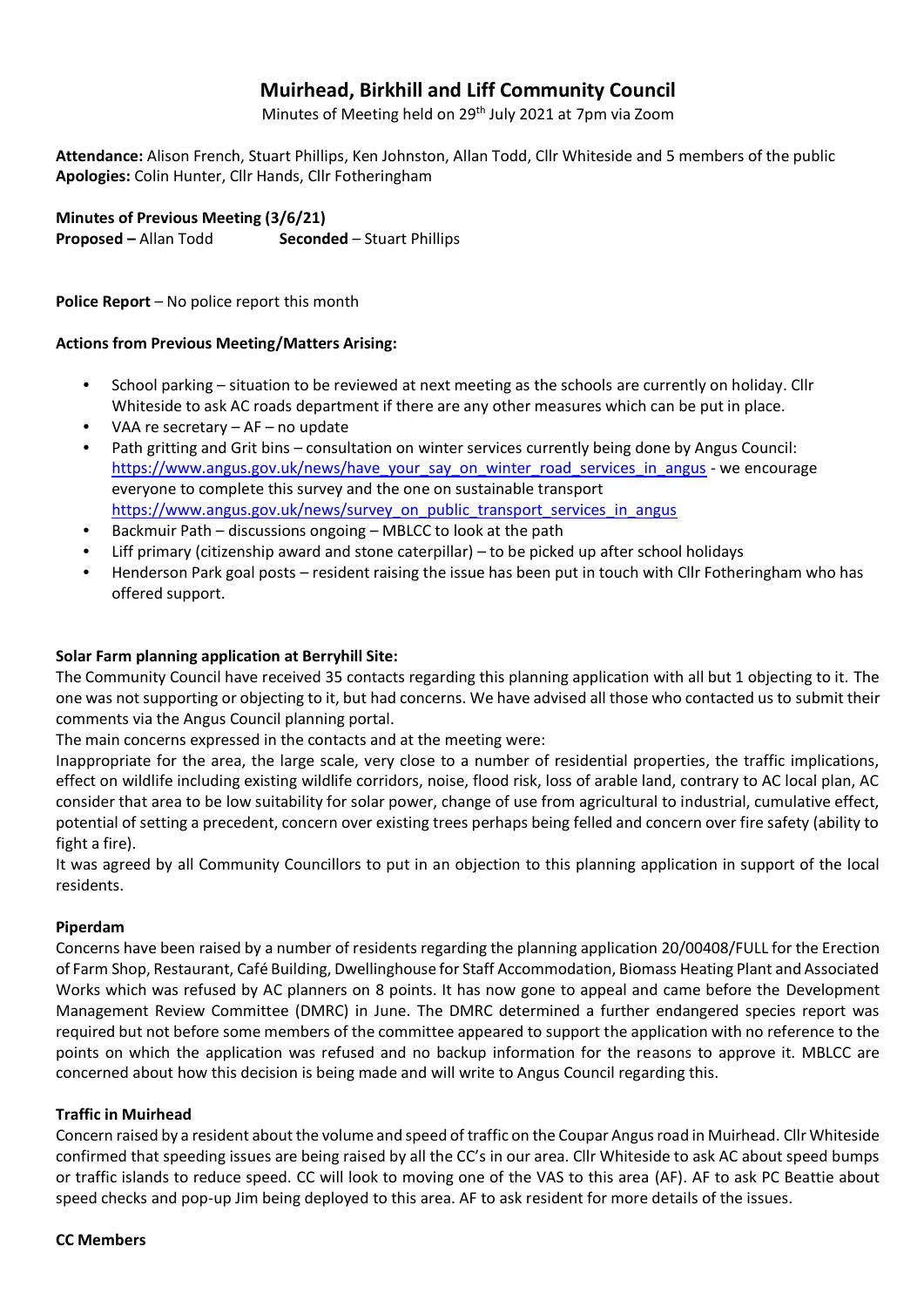# Muirhead, Birkhill and Liff Community Council

Minutes of Meeting held on 29th July 2021 at 7pm via Zoom

**Attendance:** Alison French, Stuart Phillips, Ken Johnston, Allan Todd, Cllr Whiteside and 5 members of the public
**Apologies:** Colin Hunter, Cllr Hands, Cllr Fotheringham

**Minutes of Previous Meeting (3/6/21)**
**Proposed –** Allan Todd **Seconded** – Stuart Phillips

**Police Report** – No police report this month

**Actions from Previous Meeting/Matters Arising:**

- School parking – situation to be reviewed at next meeting as the schools are currently on holiday. Cllr Whiteside to ask AC roads department if there are any other measures which can be put in place.
- VAA re secretary – AF – no update
- Path gritting and Grit bins – consultation on winter services currently being done by Angus Council: https://www.angus.gov.uk/news/have_your_say_on_winter_road_services_in_angus - we encourage everyone to complete this survey and the one on sustainable transport https://www.angus.gov.uk/news/survey_on_public_transport_services_in_angus
- Backmuir Path – discussions ongoing – MBLCC to look at the path
- Liff primary (citizenship award and stone caterpillar) – to be picked up after school holidays
- Henderson Park goal posts – resident raising the issue has been put in touch with Cllr Fotheringham who has offered support.

**Solar Farm planning application at Berryhill Site:**

The Community Council have received 35 contacts regarding this planning application with all but 1 objecting to it. The one was not supporting or objecting to it, but had concerns. We have advised all those who contacted us to submit their comments via the Angus Council planning portal.

The main concerns expressed in the contacts and at the meeting were:

Inappropriate for the area, the large scale, very close to a number of residential properties, the traffic implications, effect on wildlife including existing wildlife corridors, noise, flood risk, loss of arable land, contrary to AC local plan, AC consider that area to be low suitability for solar power, change of use from agricultural to industrial, cumulative effect, potential of setting a precedent, concern over existing trees perhaps being felled and concern over fire safety (ability to fight a fire).

It was agreed by all Community Councillors to put in an objection to this planning application in support of the local residents.

**Piperdam**

Concerns have been raised by a number of residents regarding the planning application 20/00408/FULL for the Erection of Farm Shop, Restaurant, Café Building, Dwellinghouse for Staff Accommodation, Biomass Heating Plant and Associated Works which was refused by AC planners on 8 points. It has now gone to appeal and came before the Development Management Review Committee (DMRC) in June. The DMRC determined a further endangered species report was required but not before some members of the committee appeared to support the application with no reference to the points on which the application was refused and no backup information for the reasons to approve it. MBLCC are concerned about how this decision is being made and will write to Angus Council regarding this.

**Traffic in Muirhead**

Concern raised by a resident about the volume and speed of traffic on the Coupar Angus road in Muirhead. Cllr Whiteside confirmed that speeding issues are being raised by all the CC's in our area. Cllr Whiteside to ask AC about speed bumps or traffic islands to reduce speed. CC will look to moving one of the VAS to this area (AF). AF to ask PC Beattie about speed checks and pop-up Jim being deployed to this area. AF to ask resident for more details of the issues.

**CC Members**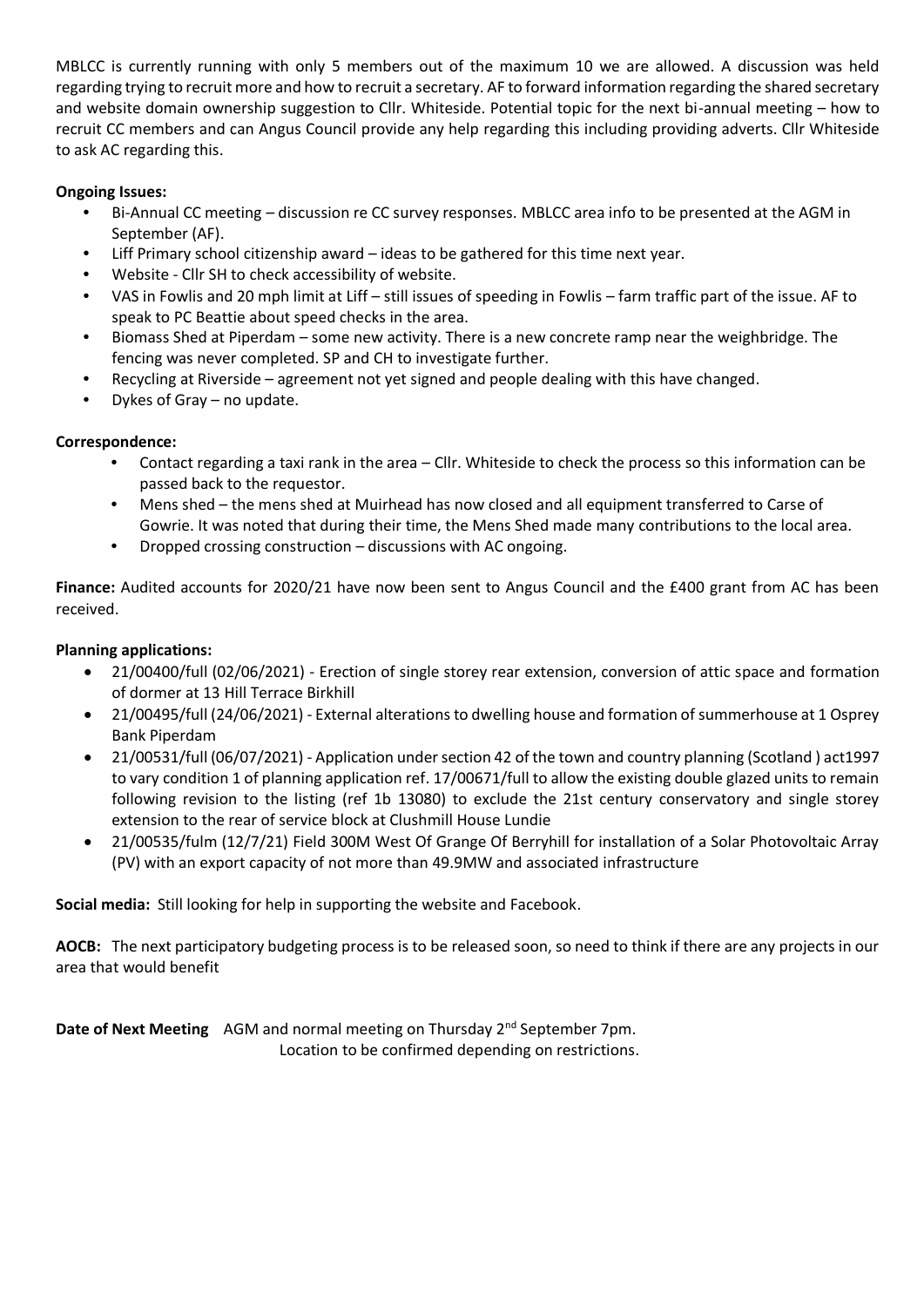MBLCC is currently running with only 5 members out of the maximum 10 we are allowed. A discussion was held regarding trying to recruit more and how to recruit a secretary. AF to forward information regarding the shared secretary and website domain ownership suggestion to Cllr. Whiteside. Potential topic for the next bi-annual meeting – how to recruit CC members and can Angus Council provide any help regarding this including providing adverts. Cllr Whiteside to ask AC regarding this.

**Ongoing Issues:**

- Bi-Annual CC meeting – discussion re CC survey responses. MBLCC area info to be presented at the AGM in September (AF).
- Liff Primary school citizenship award – ideas to be gathered for this time next year.
- Website - Cllr SH to check accessibility of website.
- VAS in Fowlis and 20 mph limit at Liff – still issues of speeding in Fowlis – farm traffic part of the issue. AF to speak to PC Beattie about speed checks in the area.
- Biomass Shed at Piperdam – some new activity. There is a new concrete ramp near the weighbridge. The fencing was never completed. SP and CH to investigate further.
- Recycling at Riverside – agreement not yet signed and people dealing with this have changed.
- Dykes of Gray – no update.

**Correspondence:**

- Contact regarding a taxi rank in the area – Cllr. Whiteside to check the process so this information can be passed back to the requestor.
- Mens shed – the mens shed at Muirhead has now closed and all equipment transferred to Carse of Gowrie. It was noted that during their time, the Mens Shed made many contributions to the local area.
- Dropped crossing construction – discussions with AC ongoing.

**Finance:** Audited accounts for 2020/21 have now been sent to Angus Council and the £400 grant from AC has been received.

**Planning applications:**

- 21/00400/full (02/06/2021) - Erection of single storey rear extension, conversion of attic space and formation of dormer at 13 Hill Terrace Birkhill
- 21/00495/full (24/06/2021) - External alterations to dwelling house and formation of summerhouse at 1 Osprey Bank Piperdam
- 21/00531/full (06/07/2021) - Application under section 42 of the town and country planning (Scotland ) act1997 to vary condition 1 of planning application ref. 17/00671/full to allow the existing double glazed units to remain following revision to the listing (ref 1b 13080) to exclude the 21st century conservatory and single storey extension to the rear of service block at Clushmill House Lundie
- 21/00535/fulm (12/7/21) Field 300M West Of Grange Of Berryhill for installation of a Solar Photovoltaic Array (PV) with an export capacity of not more than 49.9MW and associated infrastructure

**Social media:** Still looking for help in supporting the website and Facebook.

**AOCB:** The next participatory budgeting process is to be released soon, so need to think if there are any projects in our area that would benefit

**Date of Next Meeting** AGM and normal meeting on Thursday 2nd September 7pm.
Location to be confirmed depending on restrictions.